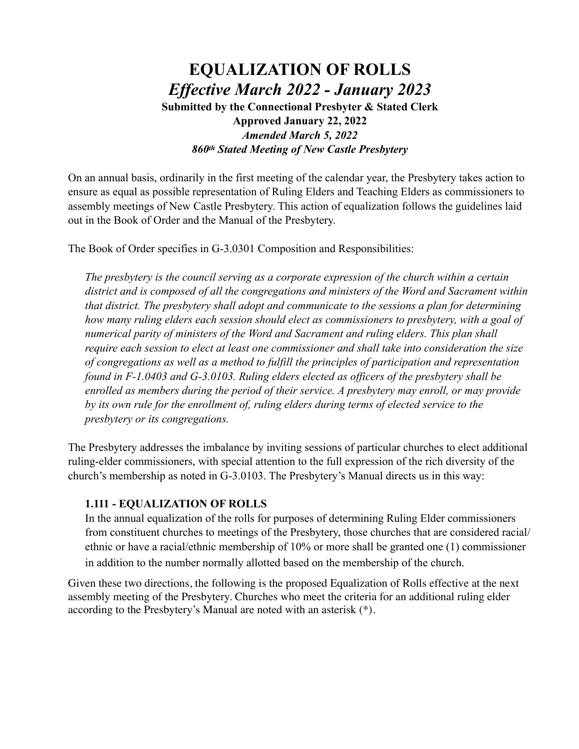# EQUALIZATION OF ROLLS

## *Effective March 2022 - January 2023*

**Submitted by the Connectional Presbyter & Stated Clerk**

**Approved January 22, 2022**

***Amended March 5, 2022***

***860th Stated Meeting of New Castle Presbytery***

On an annual basis, ordinarily in the first meeting of the calendar year, the Presbytery takes action to ensure as equal as possible representation of Ruling Elders and Teaching Elders as commissioners to assembly meetings of New Castle Presbytery. This action of equalization follows the guidelines laid out in the Book of Order and the Manual of the Presbytery.

The Book of Order specifies in G-3.0301 Composition and Responsibilities:

> *The presbytery is the council serving as a corporate expression of the church within a certain district and is composed of all the congregations and ministers of the Word and Sacrament within that district. The presbytery shall adopt and communicate to the sessions a plan for determining how many ruling elders each session should elect as commissioners to presbytery, with a goal of numerical parity of ministers of the Word and Sacrament and ruling elders. This plan shall require each session to elect at least one commissioner and shall take into consideration the size of congregations as well as a method to fulfill the principles of participation and representation found in F-1.0403 and G-3.0103. Ruling elders elected as officers of the presbytery shall be enrolled as members during the period of their service. A presbytery may enroll, or may provide by its own rule for the enrollment of, ruling elders during terms of elected service to the presbytery or its congregations.*

The Presbytery addresses the imbalance by inviting sessions of particular churches to elect additional ruling-elder commissioners, with special attention to the full expression of the rich diversity of the church's membership as noted in G-3.0103. The Presbytery's Manual directs us in this way:

> **1.111 - EQUALIZATION OF ROLLS**
> In the annual equalization of the rolls for purposes of determining Ruling Elder commissioners from constituent churches to meetings of the Presbytery, those churches that are considered racial/ethnic or have a racial/ethnic membership of 10% or more shall be granted one (1) commissioner in addition to the number normally allotted based on the membership of the church.

Given these two directions, the following is the proposed Equalization of Rolls effective at the next assembly meeting of the Presbytery. Churches who meet the criteria for an additional ruling elder according to the Presbytery's Manual are noted with an asterisk (*).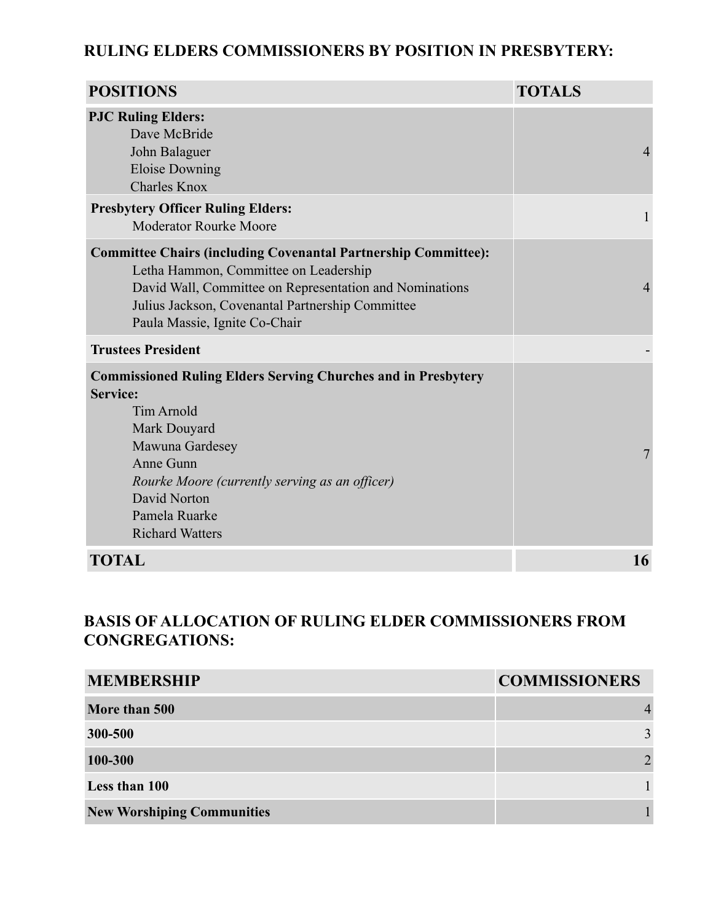## RULING ELDERS COMMISSIONERS BY POSITION IN PRESBYTERY:

| POSITIONS | TOTALS |
|---|---|
| **PJC Ruling Elders:**<br>Dave McBride<br>John Balaguer<br>Eloise Downing<br>Charles Knox | 4 |
| **Presbytery Officer Ruling Elders:**<br>Moderator Rourke Moore | 1 |
| **Committee Chairs (including Covenantal Partnership Committee):**<br>Letha Hammon, Committee on Leadership<br>David Wall, Committee on Representation and Nominations<br>Julius Jackson, Covenantal Partnership Committee<br>Paula Massie, Ignite Co-Chair | 4 |
| **Trustees President** | - |
| **Commissioned Ruling Elders Serving Churches and in Presbytery Service:**<br>Tim Arnold<br>Mark Douyard<br>Mawuna Gardesey<br>Anne Gunn<br>*Rourke Moore (currently serving as an officer)*<br>David Norton<br>Pamela Ruarke<br>Richard Watters | 7 |
| **TOTAL** | **16** |

## BASIS OF ALLOCATION OF RULING ELDER COMMISSIONERS FROM CONGREGATIONS:

| MEMBERSHIP | COMMISSIONERS |
|---|---|
| **More than 500** | 4 |
| **300-500** | 3 |
| **100-300** | 2 |
| **Less than 100** | 1 |
| **New Worshiping Communities** | 1 |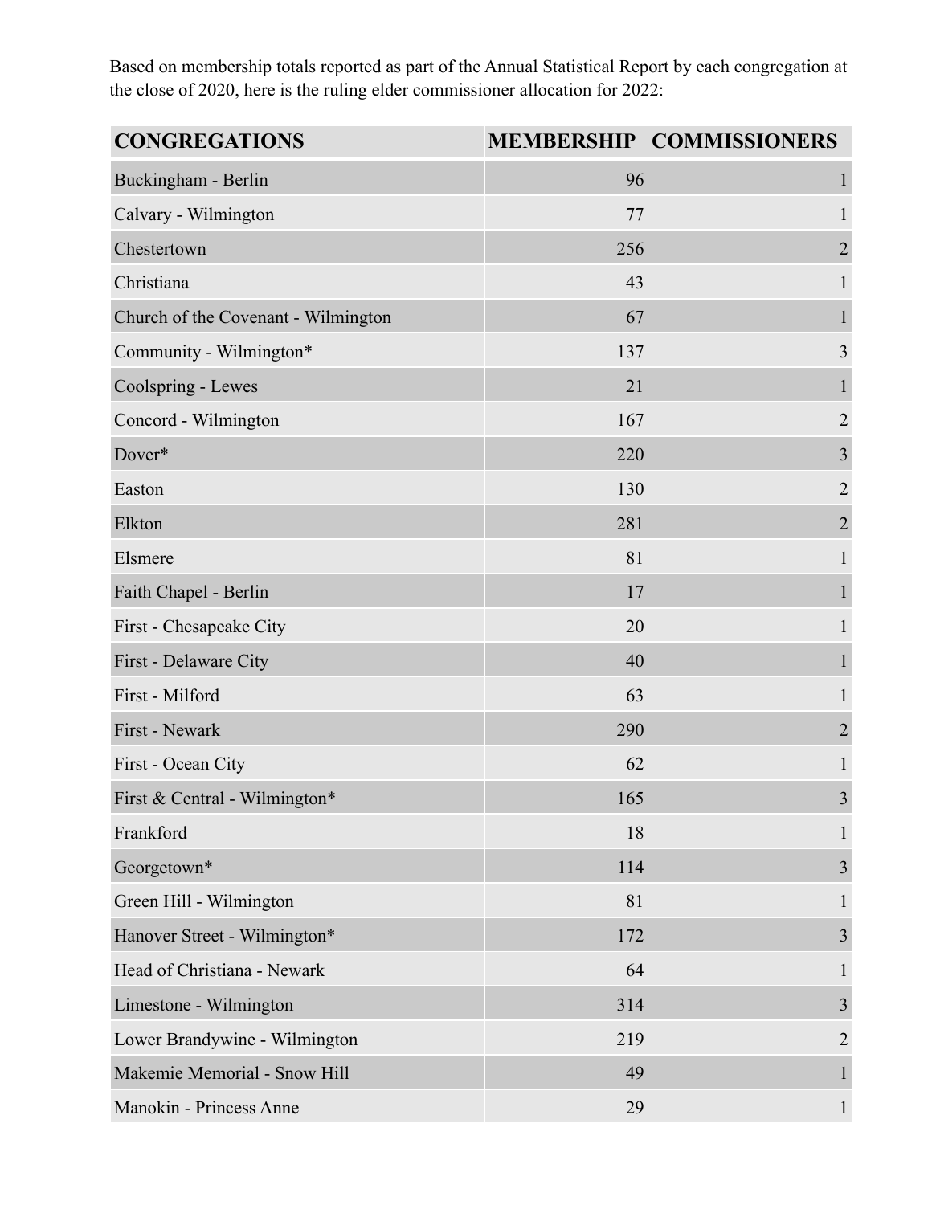Based on membership totals reported as part of the Annual Statistical Report by each congregation at the close of 2020, here is the ruling elder commissioner allocation for 2022:

| CONGREGATIONS | MEMBERSHIP | COMMISSIONERS |
|---|---:|---:|
| Buckingham - Berlin | 96 | 1 |
| Calvary - Wilmington | 77 | 1 |
| Chestertown | 256 | 2 |
| Christiana | 43 | 1 |
| Church of the Covenant - Wilmington | 67 | 1 |
| Community - Wilmington* | 137 | 3 |
| Coolspring - Lewes | 21 | 1 |
| Concord - Wilmington | 167 | 2 |
| Dover* | 220 | 3 |
| Easton | 130 | 2 |
| Elkton | 281 | 2 |
| Elsmere | 81 | 1 |
| Faith Chapel - Berlin | 17 | 1 |
| First - Chesapeake City | 20 | 1 |
| First - Delaware City | 40 | 1 |
| First - Milford | 63 | 1 |
| First - Newark | 290 | 2 |
| First - Ocean City | 62 | 1 |
| First & Central - Wilmington* | 165 | 3 |
| Frankford | 18 | 1 |
| Georgetown* | 114 | 3 |
| Green Hill - Wilmington | 81 | 1 |
| Hanover Street - Wilmington* | 172 | 3 |
| Head of Christiana - Newark | 64 | 1 |
| Limestone - Wilmington | 314 | 3 |
| Lower Brandywine - Wilmington | 219 | 2 |
| Makemie Memorial - Snow Hill | 49 | 1 |
| Manokin - Princess Anne | 29 | 1 |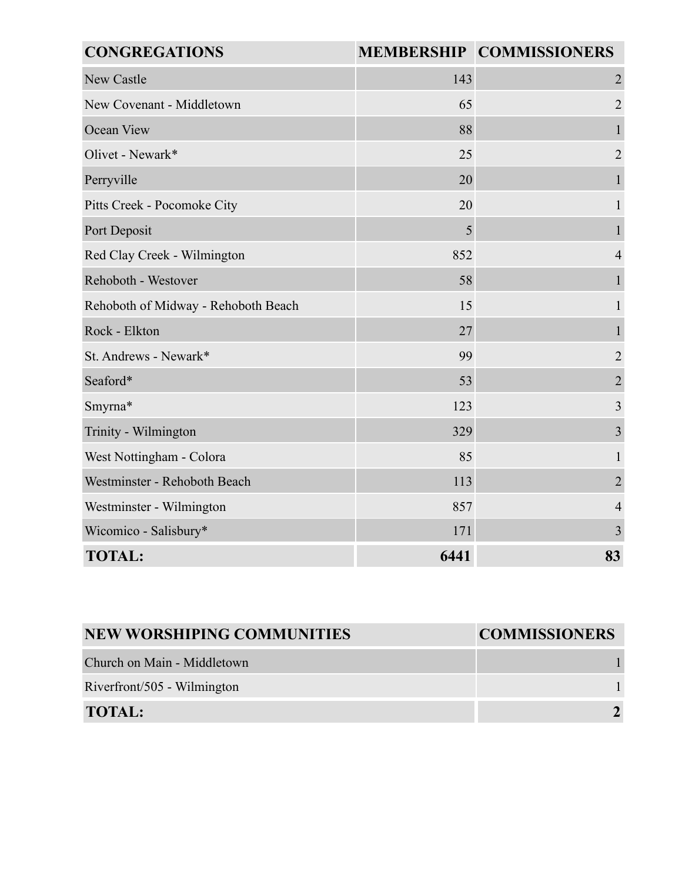| CONGREGATIONS | MEMBERSHIP | COMMISSIONERS |
|---|---|---|
| New Castle | 143 | 2 |
| New Covenant - Middletown | 65 | 2 |
| Ocean View | 88 | 1 |
| Olivet - Newark* | 25 | 2 |
| Perryville | 20 | 1 |
| Pitts Creek - Pocomoke City | 20 | 1 |
| Port Deposit | 5 | 1 |
| Red Clay Creek - Wilmington | 852 | 4 |
| Rehoboth - Westover | 58 | 1 |
| Rehoboth of Midway - Rehoboth Beach | 15 | 1 |
| Rock - Elkton | 27 | 1 |
| St. Andrews - Newark* | 99 | 2 |
| Seaford* | 53 | 2 |
| Smyrna* | 123 | 3 |
| Trinity - Wilmington | 329 | 3 |
| West Nottingham - Colora | 85 | 1 |
| Westminster - Rehoboth Beach | 113 | 2 |
| Westminster - Wilmington | 857 | 4 |
| Wicomico - Salisbury* | 171 | 3 |
| **TOTAL:** | **6441** | **83** |

| NEW WORSHIPING COMMUNITIES | COMMISSIONERS |
|---|---|
| Church on Main - Middletown | 1 |
| Riverfront/505 - Wilmington | 1 |
| **TOTAL:** | **2** |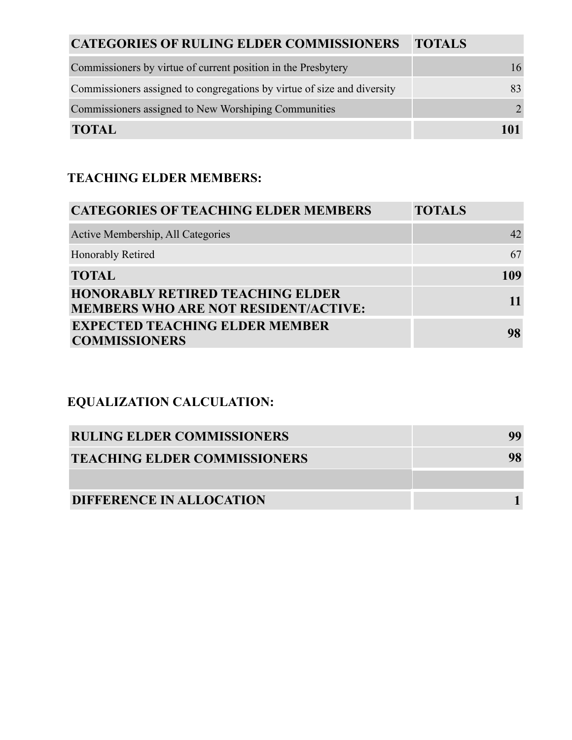| CATEGORIES OF RULING ELDER COMMISSIONERS | TOTALS |
|---|---|
| Commissioners by virtue of current position in the Presbytery | 16 |
| Commissioners assigned to congregations by virtue of size and diversity | 83 |
| Commissioners assigned to New Worshiping Communities | 2 |
| **TOTAL** | **101** |

## TEACHING ELDER MEMBERS:

| CATEGORIES OF TEACHING ELDER MEMBERS | TOTALS |
|---|---|
| Active Membership, All Categories | 42 |
| Honorably Retired | 67 |
| **TOTAL** | **109** |
| **HONORABLY RETIRED TEACHING ELDER MEMBERS WHO ARE NOT RESIDENT/ACTIVE:** | **11** |
| **EXPECTED TEACHING ELDER MEMBER COMMISSIONERS** | **98** |

## EQUALIZATION CALCULATION:

| | |
|---|---|
| **RULING ELDER COMMISSIONERS** | **99** |
| **TEACHING ELDER COMMISSIONERS** | **98** |
| | |
| **DIFFERENCE IN ALLOCATION** | **1** |